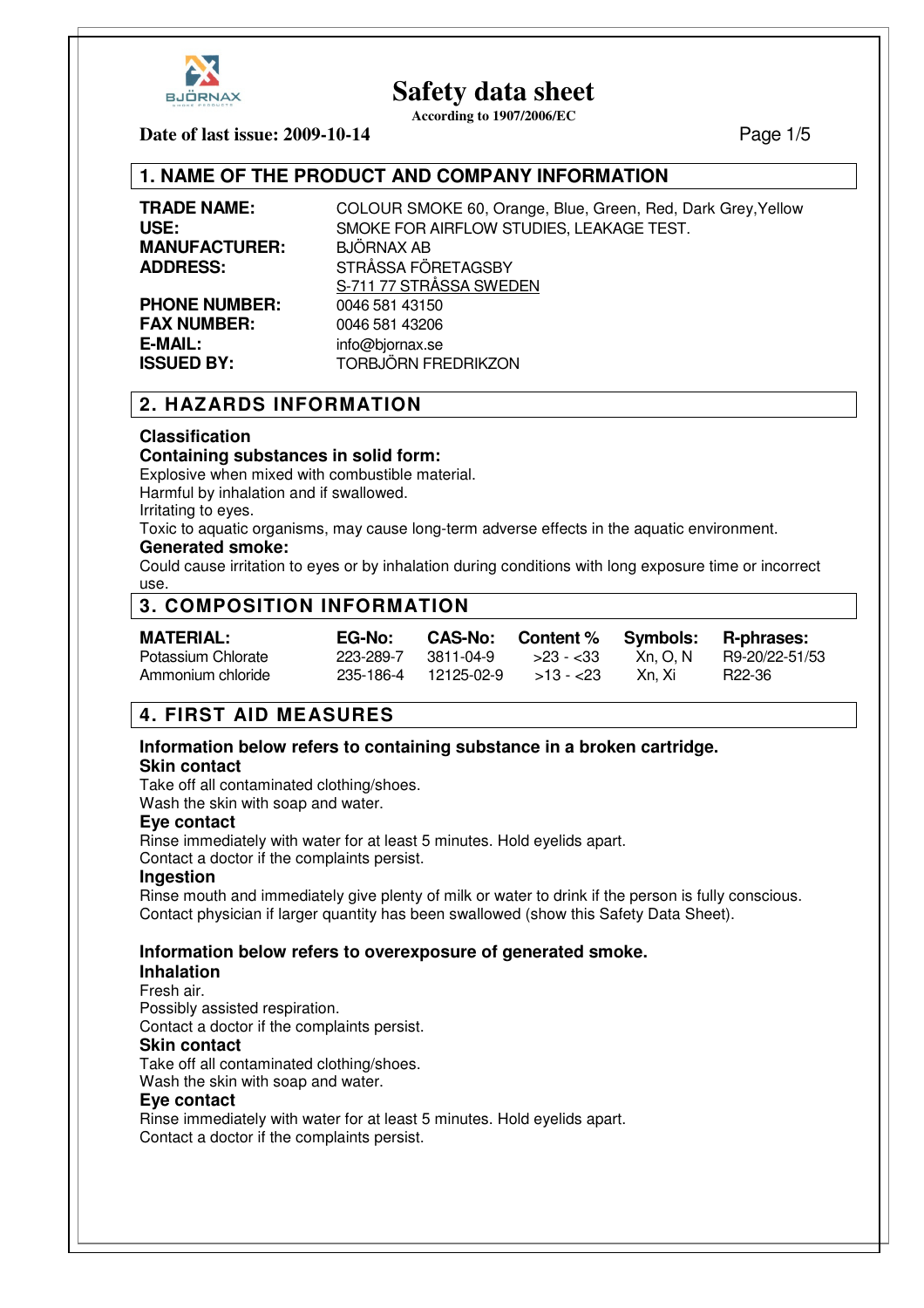# Safety data sheet

**According to 1907/2006/EC**

**Date of last issue: 2009-10-14**

## 1. NAME OF THE PRODUCT AND COMPANY INFORMATION

**TRADE NAME:** COLOUR SMOKE 60, Orange, Blue, Green, Red, Dark Grey, Yellow
**USE:** SMOKE FOR AIRFLOW STUDIES, LEAKAGE TEST.
**MANUFACTURER:** BJÖRNAX AB
**ADDRESS:** STRÅSSA FÖRETAGSBY
S-711 77 STRÅSSA SWEDEN
**PHONE NUMBER:** 0046 581 43150
**FAX NUMBER:** 0046 581 43206
**E-MAIL:** info@bjornax.se
**ISSUED BY:** TORBJÖRN FREDRIKZON

## 2. HAZARDS INFORMATION

### Classification

**Containing substances in solid form:**

Explosive when mixed with combustible material.
Harmful by inhalation and if swallowed.
Irritating to eyes.
Toxic to aquatic organisms, may cause long-term adverse effects in the aquatic environment.

**Generated smoke:**

Could cause irritation to eyes or by inhalation during conditions with long exposure time or incorrect use.

## 3. COMPOSITION INFORMATION

| MATERIAL: | EG-No: | CAS-No: | Content % | Symbols: | R-phrases: |
|---|---|---|---|---|---|
| Potassium Chlorate | 223-289-7 | 3811-04-9 | >23 - <33 | Xn, O, N | R9-20/22-51/53 |
| Ammonium chloride | 235-186-4 | 12125-02-9 | >13 - <23 | Xn, Xi | R22-36 |

## 4. FIRST AID MEASURES

### Information below refers to containing substance in a broken cartridge.

**Skin contact**

Take off all contaminated clothing/shoes.
Wash the skin with soap and water.

**Eye contact**

Rinse immediately with water for at least 5 minutes. Hold eyelids apart.
Contact a doctor if the complaints persist.

**Ingestion**

Rinse mouth and immediately give plenty of milk or water to drink if the person is fully conscious.
Contact physician if larger quantity has been swallowed (show this Safety Data Sheet).

### Information below refers to overexposure of generated smoke.

**Inhalation**

Fresh air.
Possibly assisted respiration.
Contact a doctor if the complaints persist.

**Skin contact**

Take off all contaminated clothing/shoes.
Wash the skin with soap and water.

**Eye contact**

Rinse immediately with water for at least 5 minutes. Hold eyelids apart.
Contact a doctor if the complaints persist.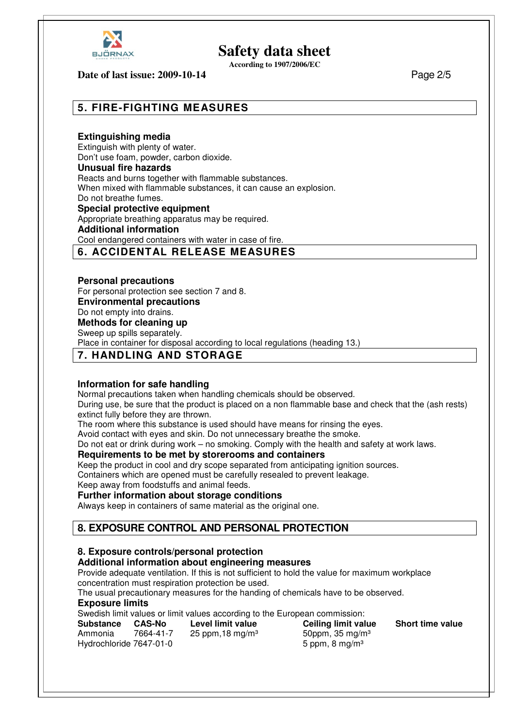## 5. FIRE-FIGHTING MEASURES

**Extinguishing media**

Extinguish with plenty of water.
Don't use foam, powder, carbon dioxide.

**Unusual fire hazards**

Reacts and burns together with flammable substances.
When mixed with flammable substances, it can cause an explosion.
Do not breathe fumes.

**Special protective equipment**

Appropriate breathing apparatus may be required.

**Additional information**

Cool endangered containers with water in case of fire.

## 6. ACCIDENTAL RELEASE MEASURES

**Personal precautions**

For personal protection see section 7 and 8.

**Environmental precautions**

Do not empty into drains.

**Methods for cleaning up**

Sweep up spills separately.
Place in container for disposal according to local regulations (heading 13.)

## 7. HANDLING AND STORAGE

**Information for safe handling**

Normal precautions taken when handling chemicals should be observed.
During use, be sure that the product is placed on a non flammable base and check that the (ash rests) extinct fully before they are thrown.
The room where this substance is used should have means for rinsing the eyes.
Avoid contact with eyes and skin. Do not unnecessary breathe the smoke.
Do not eat or drink during work – no smoking. Comply with the health and safety at work laws.

**Requirements to be met by storerooms and containers**

Keep the product in cool and dry scope separated from anticipating ignition sources.
Containers which are opened must be carefully resealed to prevent leakage.
Keep away from foodstuffs and animal feeds.

**Further information about storage conditions**

Always keep in containers of same material as the original one.

## 8. EXPOSURE CONTROL AND PERSONAL PROTECTION

**8. Exposure controls/personal protection**

**Additional information about engineering measures**

Provide adequate ventilation. If this is not sufficient to hold the value for maximum workplace concentration must respiration protection be used.
The usual precautionary measures for the handing of chemicals have to be observed.

**Exposure limits**

Swedish limit values or limit values according to the European commission:

| Substance | CAS-No | Level limit value | Ceiling limit value | Short time value |
|---|---|---|---|---|
| Ammonia | 7664-41-7 | 25 ppm,18 mg/m³ | 50ppm, 35 mg/m³ | |
| Hydrochloride | 7647-01-0 | | 5 ppm, 8 mg/m³ | |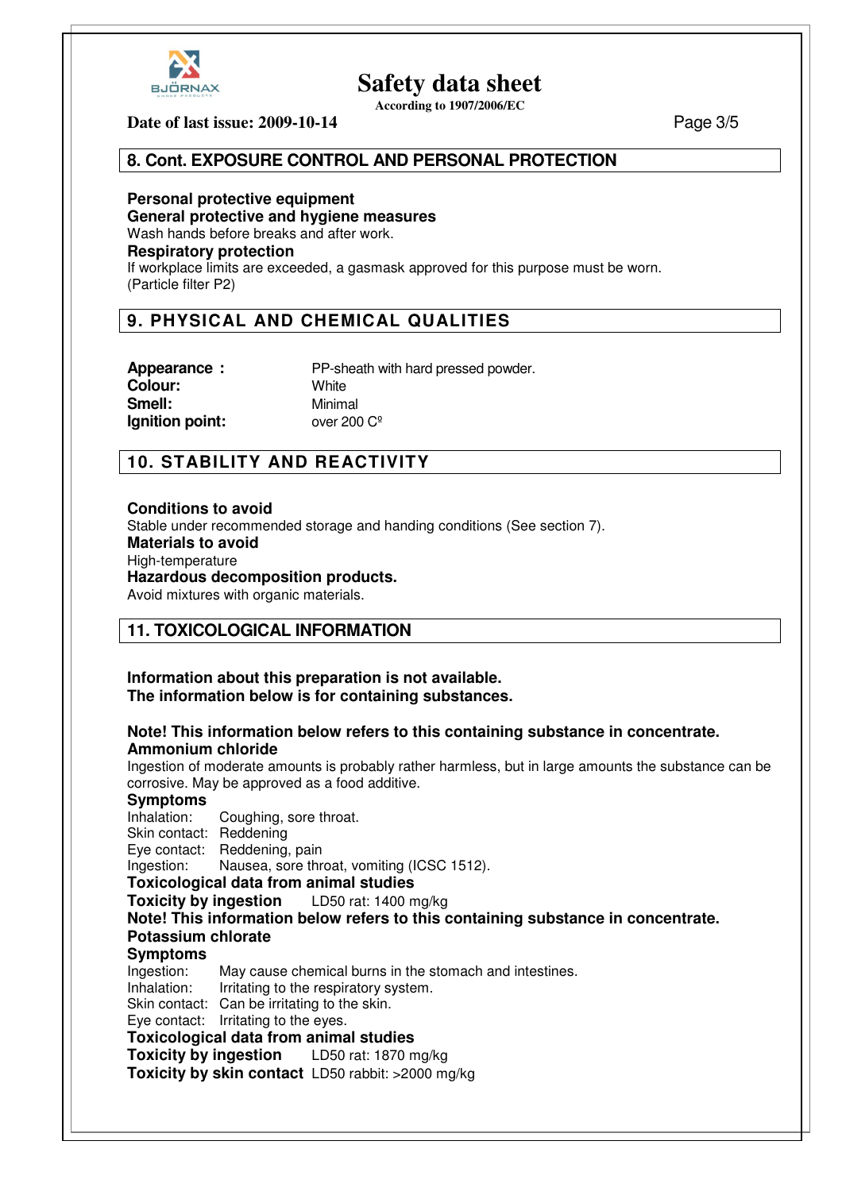## 8. Cont. EXPOSURE CONTROL AND PERSONAL PROTECTION

**Personal protective equipment**

**General protective and hygiene measures**

Wash hands before breaks and after work.

**Respiratory protection**

If workplace limits are exceeded, a gasmask approved for this purpose must be worn. (Particle filter P2)

## 9. PHYSICAL AND CHEMICAL QUALITIES

| | |
|---|---|
| **Appearance :** | PP-sheath with hard pressed powder. |
| **Colour:** | White |
| **Smell:** | Minimal |
| **Ignition point:** | over 200 Cº |

## 10. STABILITY AND REACTIVITY

**Conditions to avoid**

Stable under recommended storage and handing conditions (See section 7).

**Materials to avoid**

High-temperature

**Hazardous decomposition products.**

Avoid mixtures with organic materials.

## 11. TOXICOLOGICAL INFORMATION

**Information about this preparation is not available.**
**The information below is for containing substances.**

**Note! This information below refers to this containing substance in concentrate.**

**Ammonium chloride**

Ingestion of moderate amounts is probably rather harmless, but in large amounts the substance can be corrosive. May be approved as a food additive.

**Symptoms**

Inhalation: Coughing, sore throat.
Skin contact: Reddening
Eye contact: Reddening, pain
Ingestion: Nausea, sore throat, vomiting (ICSC 1512).

**Toxicological data from animal studies**

**Toxicity by ingestion** LD50 rat: 1400 mg/kg

**Note! This information below refers to this containing substance in concentrate.**

**Potassium chlorate**

**Symptoms**

Ingestion: May cause chemical burns in the stomach and intestines.
Inhalation: Irritating to the respiratory system.
Skin contact: Can be irritating to the skin.
Eye contact: Irritating to the eyes.

**Toxicological data from animal studies**

**Toxicity by ingestion** LD50 rat: 1870 mg/kg

**Toxicity by skin contact** LD50 rabbit: >2000 mg/kg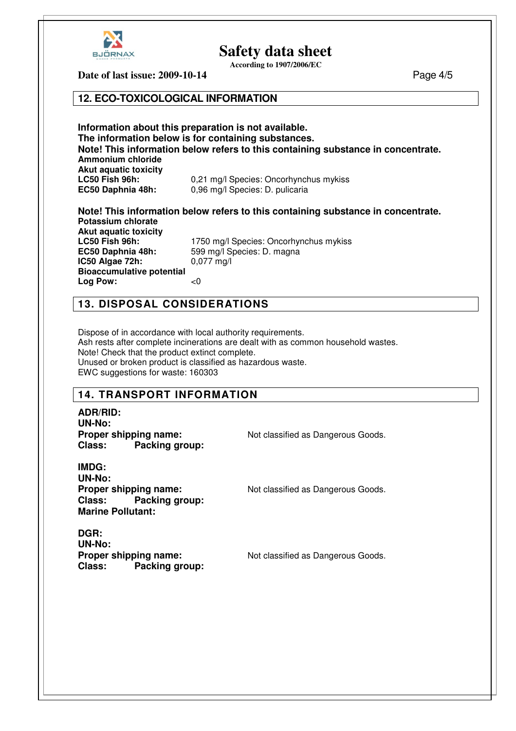## 12. ECO-TOXICOLOGICAL INFORMATION

**Information about this preparation is not available.**
**The information below is for containing substances.**
**Note! This information below refers to this containing substance in concentrate.**

**Ammonium chloride**
**Akut aquatic toxicity**

| | |
|---|---|
| **LC50 Fish 96h:** | 0,21 mg/l Species: Oncorhynchus mykiss |
| **EC50 Daphnia 48h:** | 0,96 mg/l Species: D. pulicaria |

**Note! This information below refers to this containing substance in concentrate.**

**Potassium chlorate**
**Akut aquatic toxicity**

| | |
|---|---|
| **LC50 Fish 96h:** | 1750 mg/l Species: Oncorhynchus mykiss |
| **EC50 Daphnia 48h:** | 599 mg/l Species: D. magna |
| **IC50 Algae 72h:** | 0,077 mg/l |

**Bioaccumulative potential**

| | |
|---|---|
| **Log Pow:** | <0 |

## 13. DISPOSAL CONSIDERATIONS

Dispose of in accordance with local authority requirements.
Ash rests after complete incinerations are dealt with as common household wastes.
Note! Check that the product extinct complete.
Unused or broken product is classified as hazardous waste.
EWC suggestions for waste: 160303

## 14. TRANSPORT INFORMATION

**ADR/RID:**
**UN-No:**
**Proper shipping name:** Not classified as Dangerous Goods.
**Class:** **Packing group:**

**IMDG:**
**UN-No:**
**Proper shipping name:** Not classified as Dangerous Goods.
**Class:** **Packing group:**
**Marine Pollutant:**

**DGR:**
**UN-No:**
**Proper shipping name:** Not classified as Dangerous Goods.
**Class:** **Packing group:**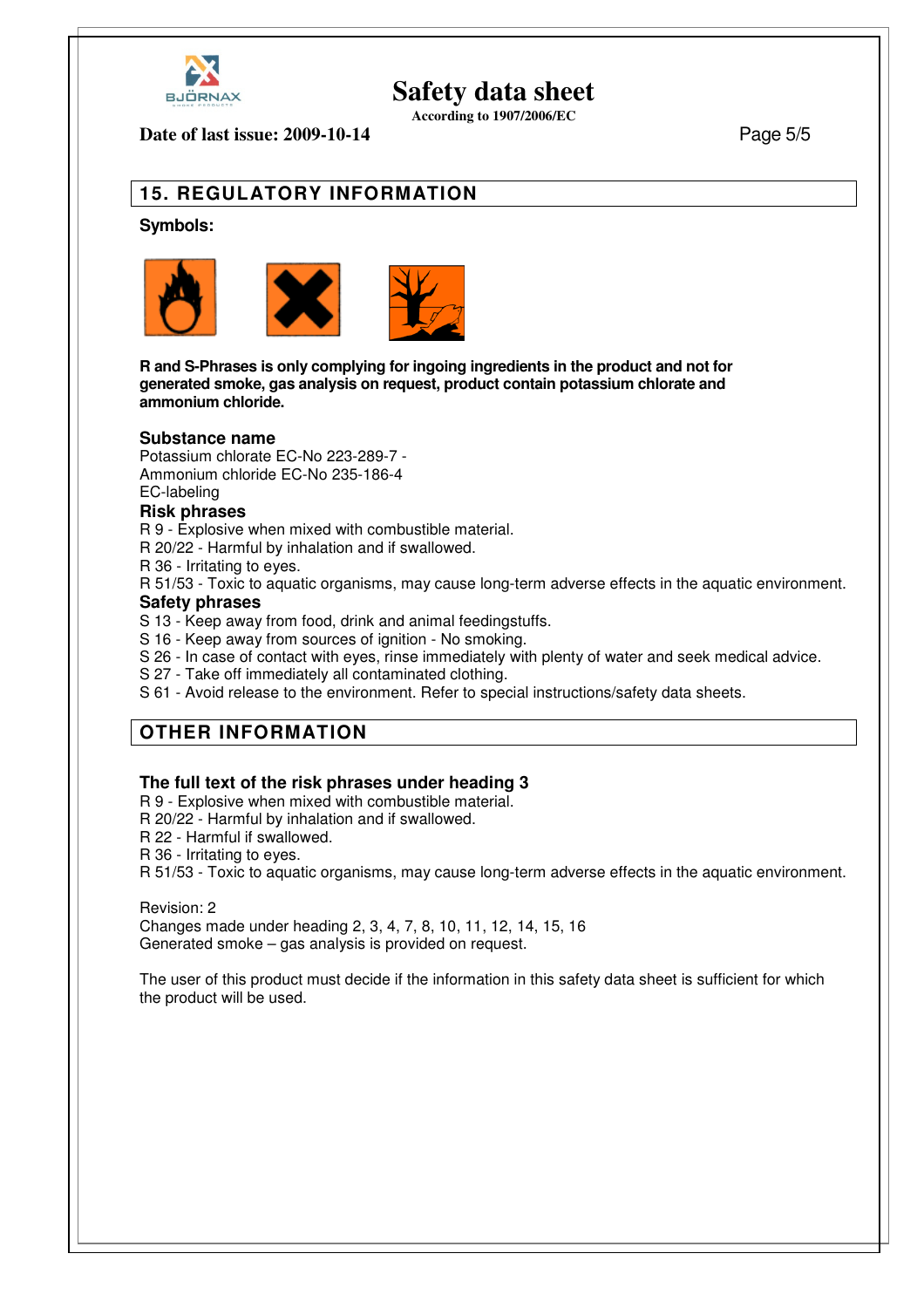## 15. REGULATORY INFORMATION

**Symbols:**

**R and S-Phrases is only complying for ingoing ingredients in the product and not for generated smoke, gas analysis on request, product contain potassium chlorate and ammonium chloride.**

### Substance name

Potassium chlorate EC-No 223-289-7 -
Ammonium chloride EC-No 235-186-4
EC-labeling

### Risk phrases

R 9 - Explosive when mixed with combustible material.
R 20/22 - Harmful by inhalation and if swallowed.
R 36 - Irritating to eyes.
R 51/53 - Toxic to aquatic organisms, may cause long-term adverse effects in the aquatic environment.

### Safety phrases

S 13 - Keep away from food, drink and animal feedingstuffs.
S 16 - Keep away from sources of ignition - No smoking.
S 26 - In case of contact with eyes, rinse immediately with plenty of water and seek medical advice.
S 27 - Take off immediately all contaminated clothing.
S 61 - Avoid release to the environment. Refer to special instructions/safety data sheets.

## OTHER INFORMATION

### The full text of the risk phrases under heading 3

R 9 - Explosive when mixed with combustible material.
R 20/22 - Harmful by inhalation and if swallowed.
R 22 - Harmful if swallowed.
R 36 - Irritating to eyes.
R 51/53 - Toxic to aquatic organisms, may cause long-term adverse effects in the aquatic environment.

Revision: 2
Changes made under heading 2, 3, 4, 7, 8, 10, 11, 12, 14, 15, 16
Generated smoke – gas analysis is provided on request.

The user of this product must decide if the information in this safety data sheet is sufficient for which the product will be used.